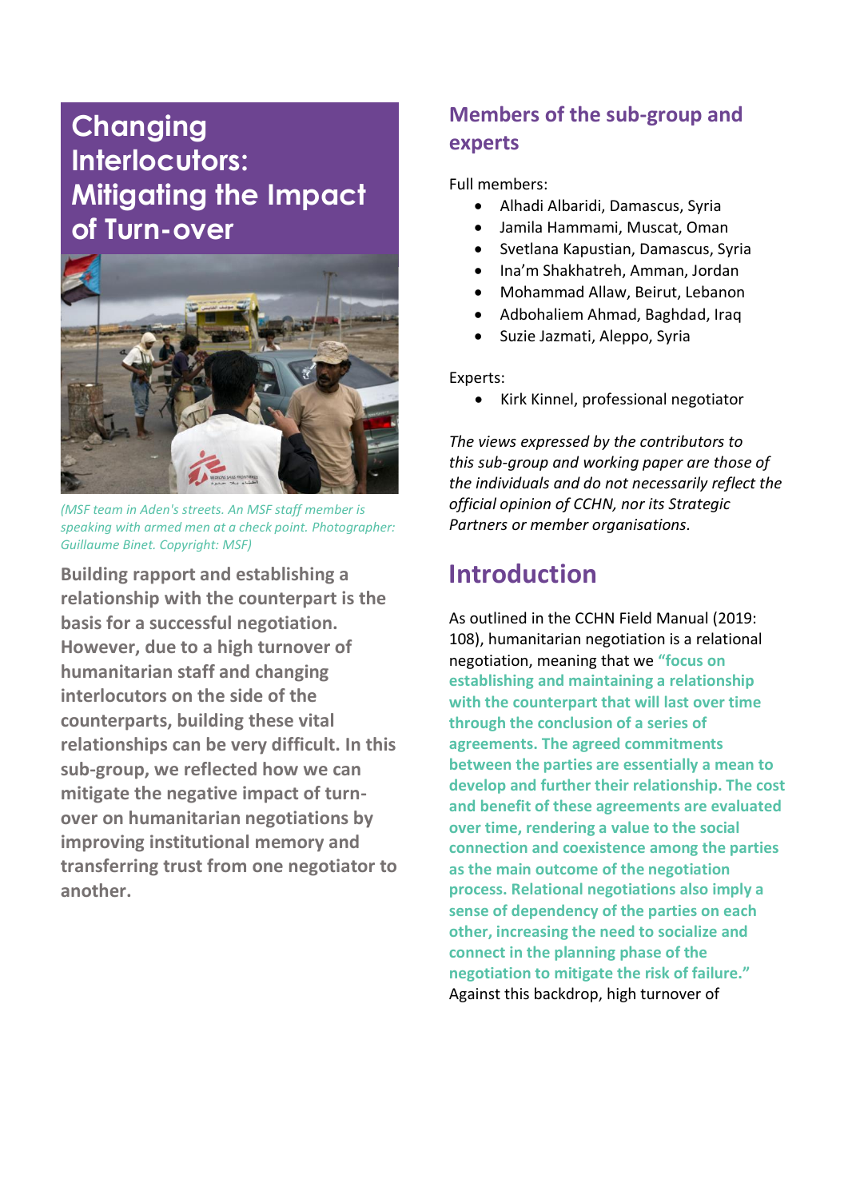# Changing Interlocutors: Mitigating the Impact of Turn-over

*(MSF team in Aden's streets. An MSF staff member is speaking with armed men at a check point. Photographer: Guillaume Binet. Copyright: MSF)*

**Building rapport and establishing a relationship with the counterpart is the basis for a successful negotiation. However, due to a high turnover of humanitarian staff and changing interlocutors on the side of the counterparts, building these vital relationships can be very difficult. In this sub-group, we reflected how we can mitigate the negative impact of turn-over on humanitarian negotiations by improving institutional memory and transferring trust from one negotiator to another.**

## Members of the sub-group and experts

Full members:

- Alhadi Albaridi, Damascus, Syria
- Jamila Hammami, Muscat, Oman
- Svetlana Kapustian, Damascus, Syria
- Ina'm Shakhatreh, Amman, Jordan
- Mohammad Allaw, Beirut, Lebanon
- Adbohaliem Ahmad, Baghdad, Iraq
- Suzie Jazmati, Aleppo, Syria

Experts:

- Kirk Kinnel, professional negotiator

*The views expressed by the contributors to this sub-group and working paper are those of the individuals and do not necessarily reflect the official opinion of CCHN, nor its Strategic Partners or member organisations.*

# Introduction

As outlined in the CCHN Field Manual (2019: 108), humanitarian negotiation is a relational negotiation, meaning that we **"focus on establishing and maintaining a relationship with the counterpart that will last over time through the conclusion of a series of agreements. The agreed commitments between the parties are essentially a mean to develop and further their relationship. The cost and benefit of these agreements are evaluated over time, rendering a value to the social connection and coexistence among the parties as the main outcome of the negotiation process. Relational negotiations also imply a sense of dependency of the parties on each other, increasing the need to socialize and connect in the planning phase of the negotiation to mitigate the risk of failure."** Against this backdrop, high turnover of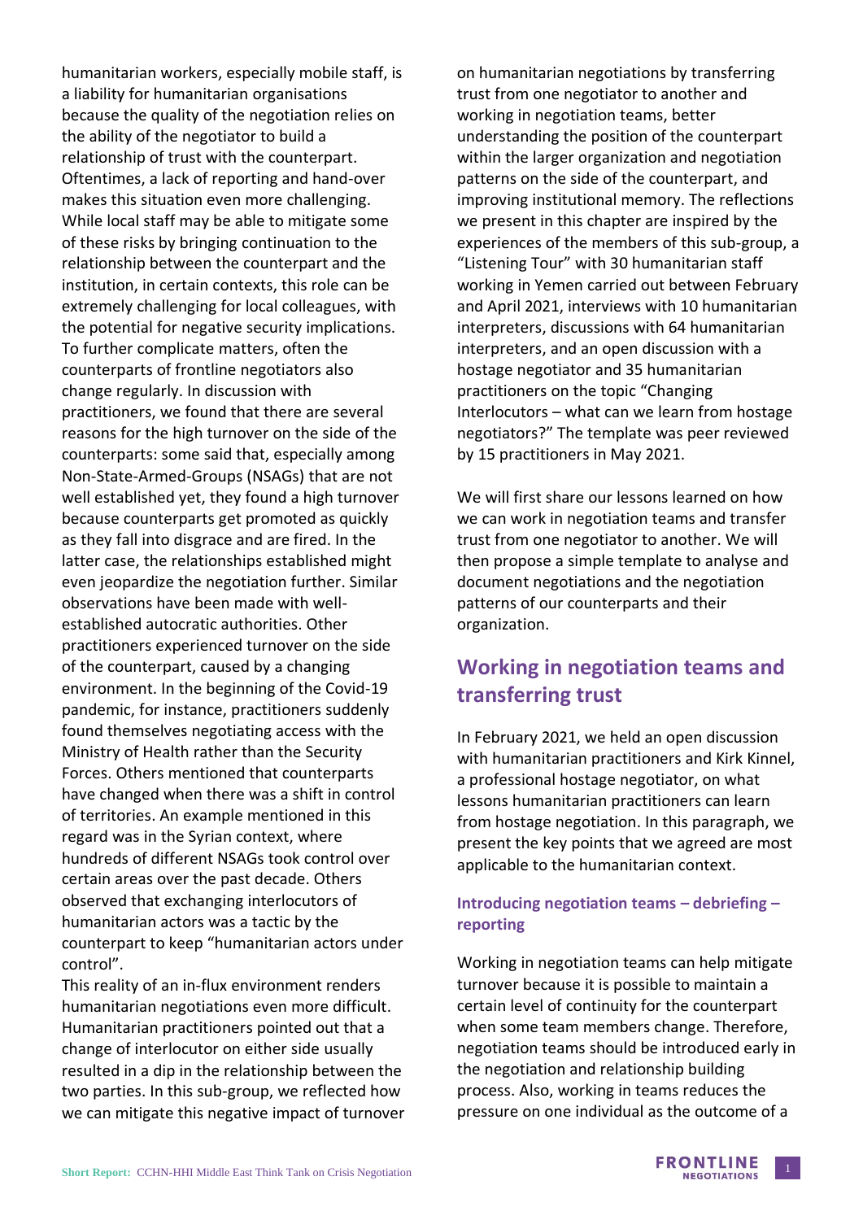humanitarian workers, especially mobile staff, is a liability for humanitarian organisations because the quality of the negotiation relies on the ability of the negotiator to build a relationship of trust with the counterpart. Oftentimes, a lack of reporting and hand-over makes this situation even more challenging. While local staff may be able to mitigate some of these risks by bringing continuation to the relationship between the counterpart and the institution, in certain contexts, this role can be extremely challenging for local colleagues, with the potential for negative security implications. To further complicate matters, often the counterparts of frontline negotiators also change regularly. In discussion with practitioners, we found that there are several reasons for the high turnover on the side of the counterparts: some said that, especially among Non-State-Armed-Groups (NSAGs) that are not well established yet, they found a high turnover because counterparts get promoted as quickly as they fall into disgrace and are fired. In the latter case, the relationships established might even jeopardize the negotiation further. Similar observations have been made with well-established autocratic authorities. Other practitioners experienced turnover on the side of the counterpart, caused by a changing environment. In the beginning of the Covid-19 pandemic, for instance, practitioners suddenly found themselves negotiating access with the Ministry of Health rather than the Security Forces. Others mentioned that counterparts have changed when there was a shift in control of territories. An example mentioned in this regard was in the Syrian context, where hundreds of different NSAGs took control over certain areas over the past decade. Others observed that exchanging interlocutors of humanitarian actors was a tactic by the counterpart to keep "humanitarian actors under control".

This reality of an in-flux environment renders humanitarian negotiations even more difficult. Humanitarian practitioners pointed out that a change of interlocutor on either side usually resulted in a dip in the relationship between the two parties. In this sub-group, we reflected how we can mitigate this negative impact of turnover on humanitarian negotiations by transferring trust from one negotiator to another and working in negotiation teams, better understanding the position of the counterpart within the larger organization and negotiation patterns on the side of the counterpart, and improving institutional memory. The reflections we present in this chapter are inspired by the experiences of the members of this sub-group, a "Listening Tour" with 30 humanitarian staff working in Yemen carried out between February and April 2021, interviews with 10 humanitarian interpreters, discussions with 64 humanitarian interpreters, and an open discussion with a hostage negotiator and 35 humanitarian practitioners on the topic "Changing Interlocutors – what can we learn from hostage negotiators?" The template was peer reviewed by 15 practitioners in May 2021.

We will first share our lessons learned on how we can work in negotiation teams and transfer trust from one negotiator to another. We will then propose a simple template to analyse and document negotiations and the negotiation patterns of our counterparts and their organization.

## Working in negotiation teams and transferring trust

In February 2021, we held an open discussion with humanitarian practitioners and Kirk Kinnel, a professional hostage negotiator, on what lessons humanitarian practitioners can learn from hostage negotiation. In this paragraph, we present the key points that we agreed are most applicable to the humanitarian context.

### Introducing negotiation teams – debriefing – reporting

Working in negotiation teams can help mitigate turnover because it is possible to maintain a certain level of continuity for the counterpart when some team members change. Therefore, negotiation teams should be introduced early in the negotiation and relationship building process. Also, working in teams reduces the pressure on one individual as the outcome of a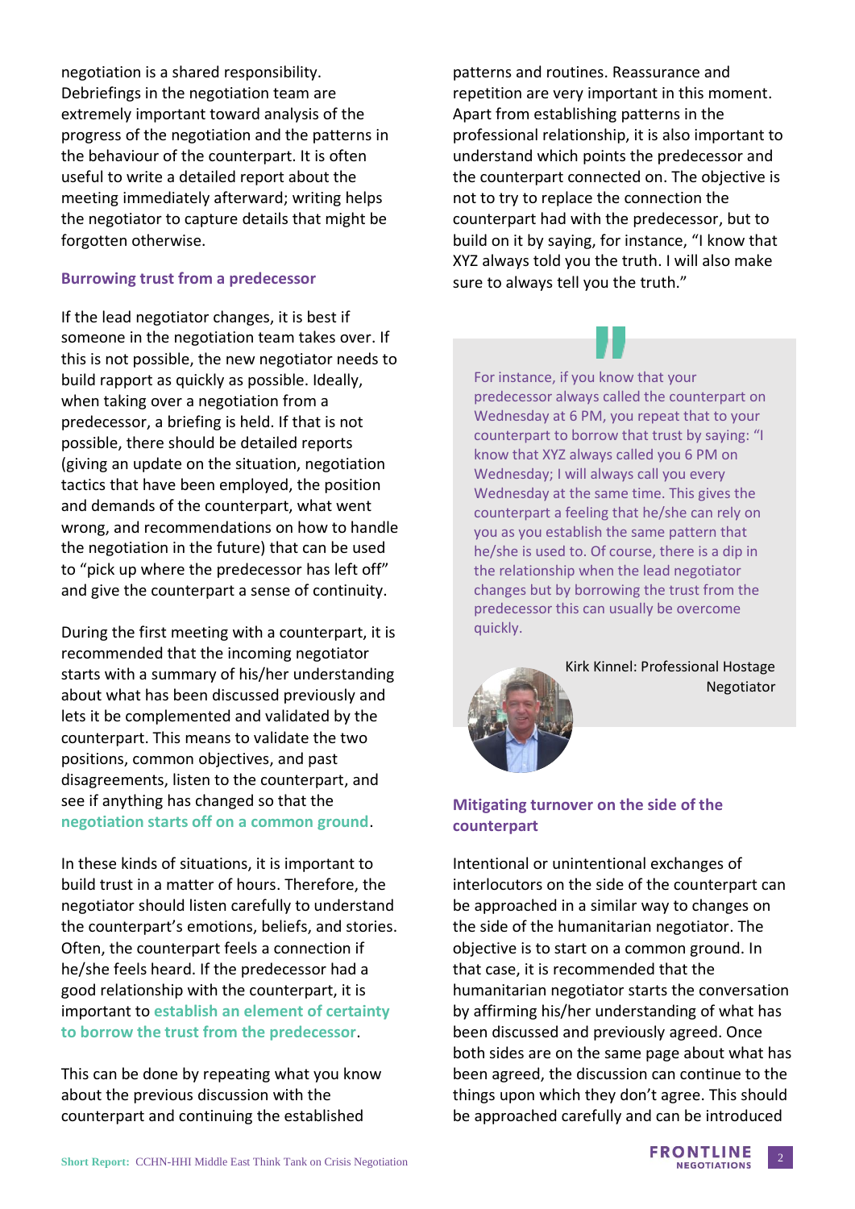negotiation is a shared responsibility. Debriefings in the negotiation team are extremely important toward analysis of the progress of the negotiation and the patterns in the behaviour of the counterpart. It is often useful to write a detailed report about the meeting immediately afterward; writing helps the negotiator to capture details that might be forgotten otherwise.

### Burrowing trust from a predecessor

If the lead negotiator changes, it is best if someone in the negotiation team takes over. If this is not possible, the new negotiator needs to build rapport as quickly as possible. Ideally, when taking over a negotiation from a predecessor, a briefing is held. If that is not possible, there should be detailed reports (giving an update on the situation, negotiation tactics that have been employed, the position and demands of the counterpart, what went wrong, and recommendations on how to handle the negotiation in the future) that can be used to "pick up where the predecessor has left off" and give the counterpart a sense of continuity.

During the first meeting with a counterpart, it is recommended that the incoming negotiator starts with a summary of his/her understanding about what has been discussed previously and lets it be complemented and validated by the counterpart. This means to validate the two positions, common objectives, and past disagreements, listen to the counterpart, and see if anything has changed so that the **negotiation starts off on a common ground**.

In these kinds of situations, it is important to build trust in a matter of hours. Therefore, the negotiator should listen carefully to understand the counterpart's emotions, beliefs, and stories. Often, the counterpart feels a connection if he/she feels heard. If the predecessor had a good relationship with the counterpart, it is important to **establish an element of certainty to borrow the trust from the predecessor**.

This can be done by repeating what you know about the previous discussion with the counterpart and continuing the established patterns and routines. Reassurance and repetition are very important in this moment. Apart from establishing patterns in the professional relationship, it is also important to understand which points the predecessor and the counterpart connected on. The objective is not to try to replace the connection the counterpart had with the predecessor, but to build on it by saying, for instance, "I know that XYZ always told you the truth. I will also make sure to always tell you the truth."

> For instance, if you know that your predecessor always called the counterpart on Wednesday at 6 PM, you repeat that to your counterpart to borrow that trust by saying: "I know that XYZ always called you 6 PM on Wednesday; I will always call you every Wednesday at the same time. This gives the counterpart a feeling that he/she can rely on you as you establish the same pattern that he/she is used to. Of course, there is a dip in the relationship when the lead negotiator changes but by borrowing the trust from the predecessor this can usually be overcome quickly.
>
> Kirk Kinnel: Professional Hostage Negotiator

### Mitigating turnover on the side of the counterpart

Intentional or unintentional exchanges of interlocutors on the side of the counterpart can be approached in a similar way to changes on the side of the humanitarian negotiator. The objective is to start on a common ground. In that case, it is recommended that the humanitarian negotiator starts the conversation by affirming his/her understanding of what has been discussed and previously agreed. Once both sides are on the same page about what has been agreed, the discussion can continue to the things upon which they don't agree. This should be approached carefully and can be introduced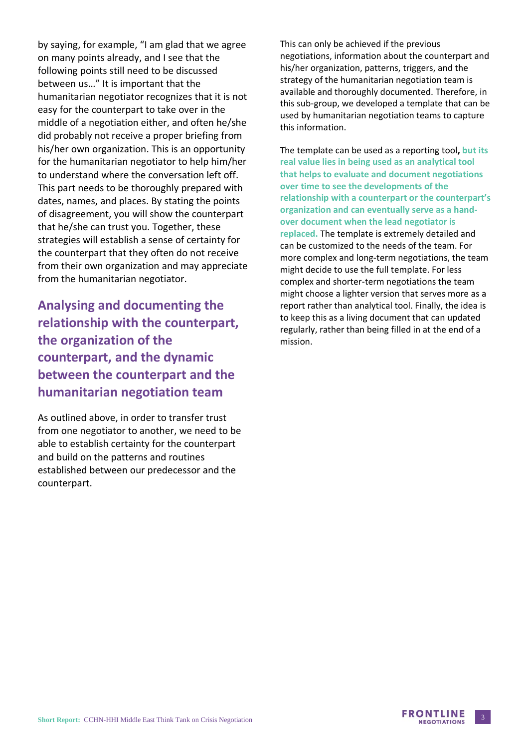by saying, for example, "I am glad that we agree on many points already, and I see that the following points still need to be discussed between us…" It is important that the humanitarian negotiator recognizes that it is not easy for the counterpart to take over in the middle of a negotiation either, and often he/she did probably not receive a proper briefing from his/her own organization. This is an opportunity for the humanitarian negotiator to help him/her to understand where the conversation left off. This part needs to be thoroughly prepared with dates, names, and places. By stating the points of disagreement, you will show the counterpart that he/she can trust you. Together, these strategies will establish a sense of certainty for the counterpart that they often do not receive from their own organization and may appreciate from the humanitarian negotiator.

## Analysing and documenting the relationship with the counterpart, the organization of the counterpart, and the dynamic between the counterpart and the humanitarian negotiation team

As outlined above, in order to transfer trust from one negotiator to another, we need to be able to establish certainty for the counterpart and build on the patterns and routines established between our predecessor and the counterpart.

This can only be achieved if the previous negotiations, information about the counterpart and his/her organization, patterns, triggers, and the strategy of the humanitarian negotiation team is available and thoroughly documented. Therefore, in this sub-group, we developed a template that can be used by humanitarian negotiation teams to capture this information.

The template can be used as a reporting tool**, but its real value lies in being used as an analytical tool that helps to evaluate and document negotiations over time to see the developments of the relationship with a counterpart or the counterpart's organization and can eventually serve as a hand-over document when the lead negotiator is replaced.** The template is extremely detailed and can be customized to the needs of the team. For more complex and long-term negotiations, the team might decide to use the full template. For less complex and shorter-term negotiations the team might choose a lighter version that serves more as a report rather than analytical tool. Finally, the idea is to keep this as a living document that can updated regularly, rather than being filled in at the end of a mission.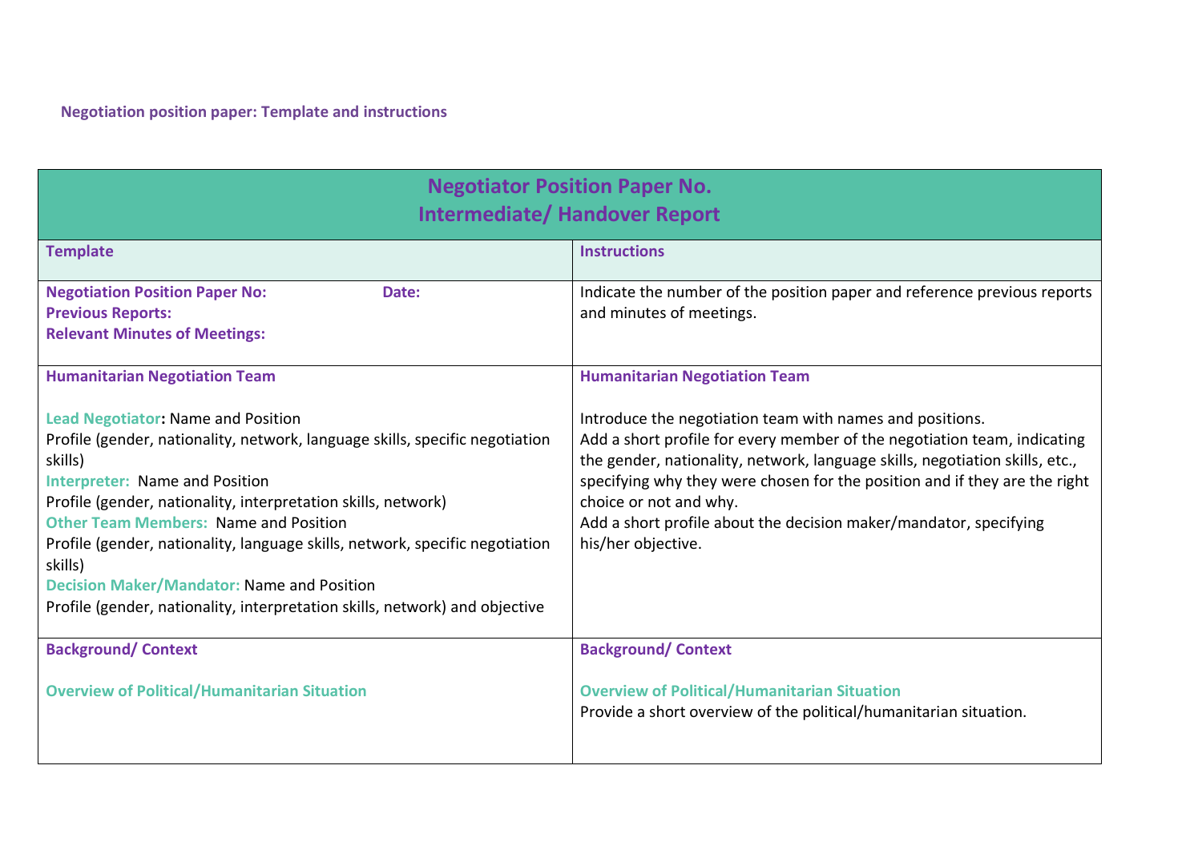**Negotiation position paper: Template and instructions**

| Negotiator Position Paper No.<br>Intermediate/ Handover Report | |
|---|---|
| **Template** | **Instructions** |
| **Negotiation Position Paper No: Date:**<br>**Previous Reports:**<br>**Relevant Minutes of Meetings:** | Indicate the number of the position paper and reference previous reports and minutes of meetings. |
| **Humanitarian Negotiation Team**<br><br>**Lead Negotiator:** Name and Position<br>Profile (gender, nationality, network, language skills, specific negotiation skills)<br>**Interpreter:** Name and Position<br>Profile (gender, nationality, interpretation skills, network)<br>**Other Team Members:** Name and Position<br>Profile (gender, nationality, language skills, network, specific negotiation skills)<br>**Decision Maker/Mandator:** Name and Position<br>Profile (gender, nationality, interpretation skills, network) and objective | **Humanitarian Negotiation Team**<br><br>Introduce the negotiation team with names and positions.<br>Add a short profile for every member of the negotiation team, indicating the gender, nationality, network, language skills, negotiation skills, etc., specifying why they were chosen for the position and if they are the right choice or not and why.<br>Add a short profile about the decision maker/mandator, specifying his/her objective. |
| **Background/ Context**<br><br>**Overview of Political/Humanitarian Situation** | **Background/ Context**<br><br>**Overview of Political/Humanitarian Situation**<br>Provide a short overview of the political/humanitarian situation. |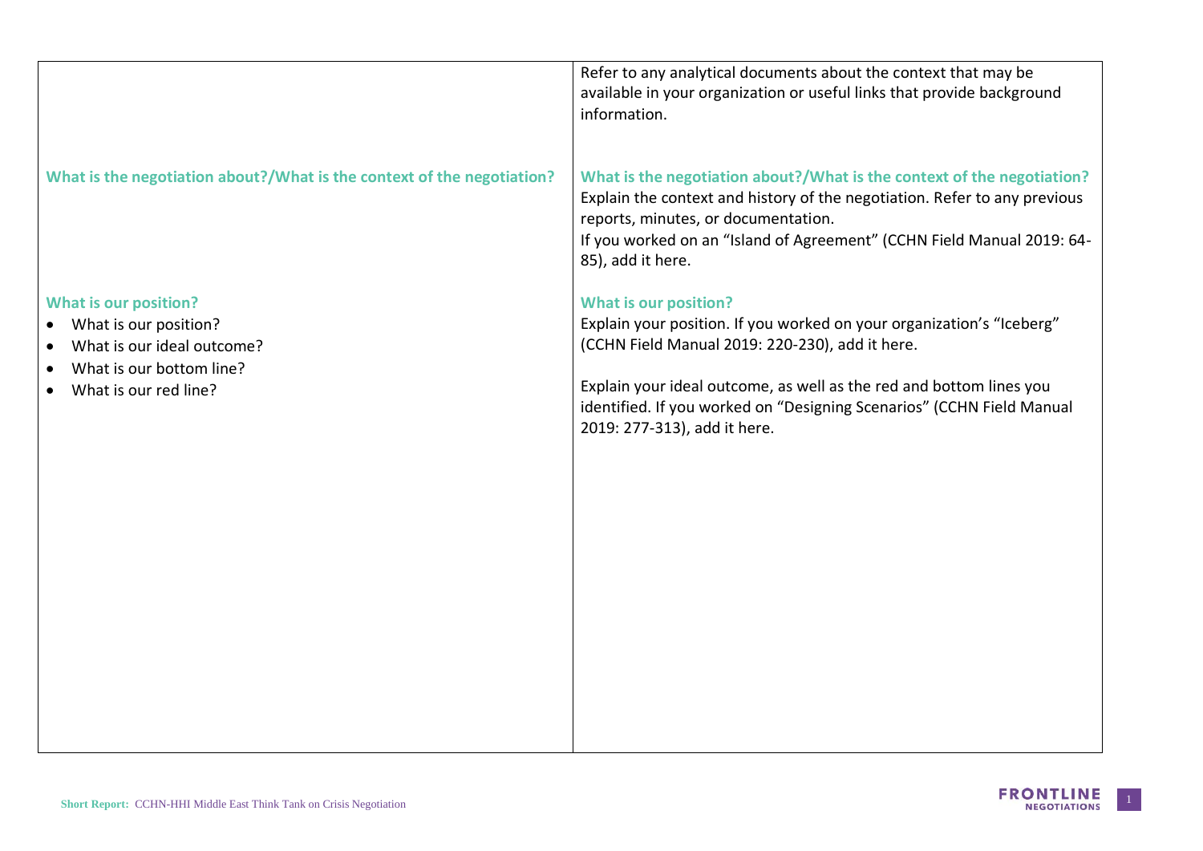| | |
|---|---|
| | Refer to any analytical documents about the context that may be available in your organization or useful links that provide background information. |
| **What is the negotiation about?/What is the context of the negotiation?** | **What is the negotiation about?/What is the context of the negotiation?** Explain the context and history of the negotiation. Refer to any previous reports, minutes, or documentation. If you worked on an "Island of Agreement" (CCHN Field Manual 2019: 64-85), add it here. |
| **What is our position?** <br> • What is our position? <br> • What is our ideal outcome? <br> • What is our bottom line? <br> • What is our red line? | **What is our position?** Explain your position. If you worked on your organization's "Iceberg" (CCHN Field Manual 2019: 220-230), add it here. <br><br> Explain your ideal outcome, as well as the red and bottom lines you identified. If you worked on "Designing Scenarios" (CCHN Field Manual 2019: 277-313), add it here. |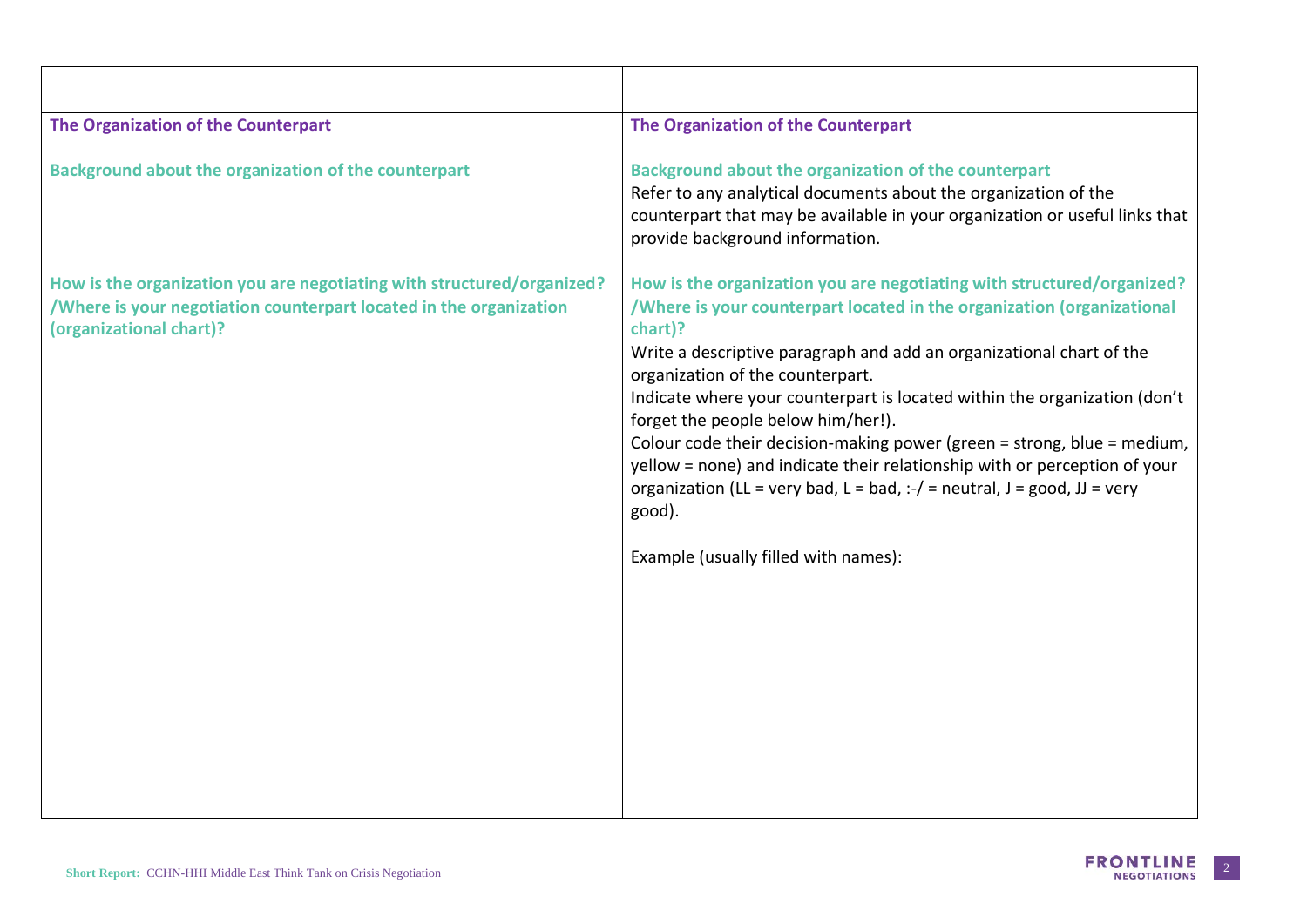| | |
|---|---|
| **The Organization of the Counterpart**<br><br>**Background about the organization of the counterpart**<br><br>**How is the organization you are negotiating with structured/organized? /Where is your negotiation counterpart located in the organization (organizational chart)?** | **The Organization of the Counterpart**<br><br>**Background about the organization of the counterpart**<br>Refer to any analytical documents about the organization of the counterpart that may be available in your organization or useful links that provide background information.<br><br>**How is the organization you are negotiating with structured/organized? /Where is your counterpart located in the organization (organizational chart)?**<br>Write a descriptive paragraph and add an organizational chart of the organization of the counterpart.<br>Indicate where your counterpart is located within the organization (don't forget the people below him/her!).<br>Colour code their decision-making power (green = strong, blue = medium, yellow = none) and indicate their relationship with or perception of your organization (LL = very bad, L = bad, :-/ = neutral, J = good, JJ = very good).<br><br>Example (usually filled with names): |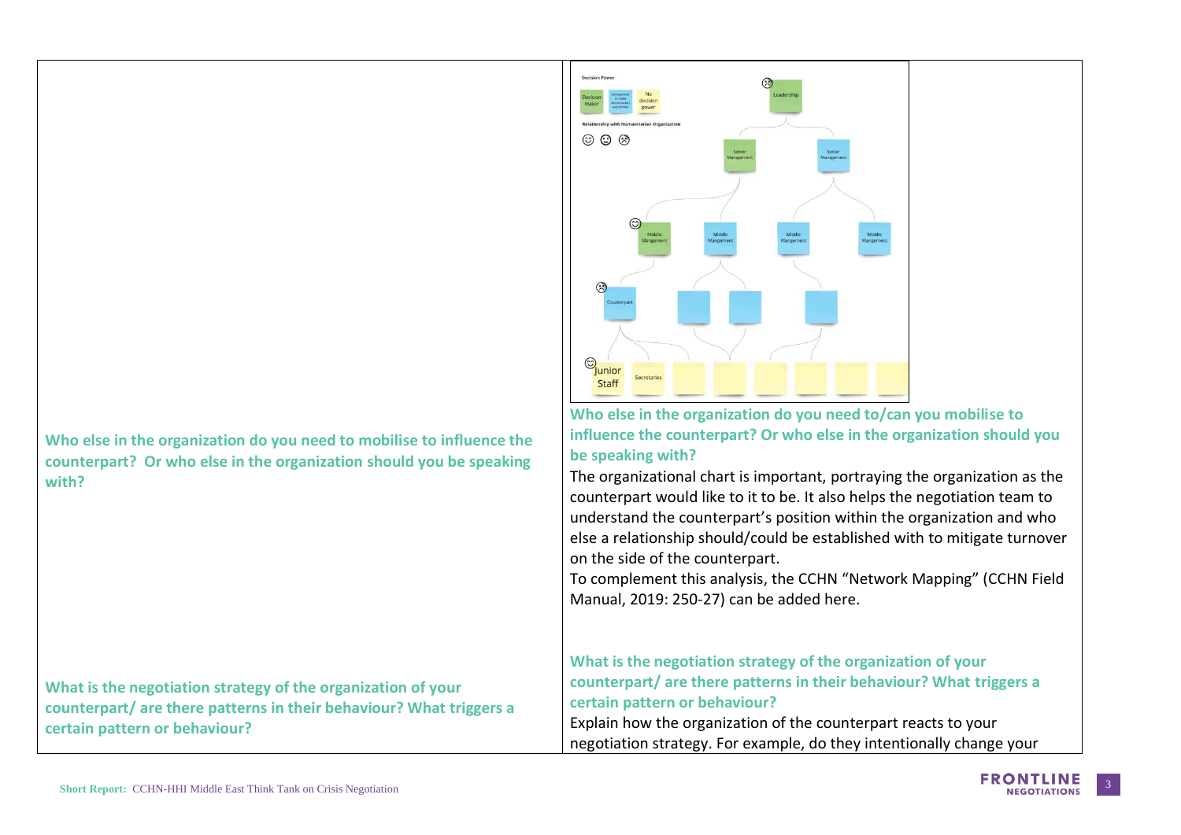| | |
|---|---|
| **Who else in the organization do you need to mobilise to influence the counterpart? Or who else in the organization should you be speaking with?** | Decision Power<br>Decision Maker / Some power to make decisions but very limited / No decision power<br>Relationship with Humanitarian Organization<br>Leadership<br>Senior Management / Senior Management<br>Middle Mangement / Middle Mangement / Middle Mangement / Middle Mangement<br>Counterpart<br>Junior Staff / Secretaries<br><br>**Who else in the organization do you need to/can you mobilise to influence the counterpart? Or who else in the organization should you be speaking with?**<br>The organizational chart is important, portraying the organization as the counterpart would like to it to be. It also helps the negotiation team to understand the counterpart's position within the organization and who else a relationship should/could be established with to mitigate turnover on the side of the counterpart.<br>To complement this analysis, the CCHN "Network Mapping" (CCHN Field Manual, 2019: 250-27) can be added here. |
| **What is the negotiation strategy of the organization of your counterpart/ are there patterns in their behaviour? What triggers a certain pattern or behaviour?** | **What is the negotiation strategy of the organization of your counterpart/ are there patterns in their behaviour? What triggers a certain pattern or behaviour?**<br>Explain how the organization of the counterpart reacts to your negotiation strategy. For example, do they intentionally change your |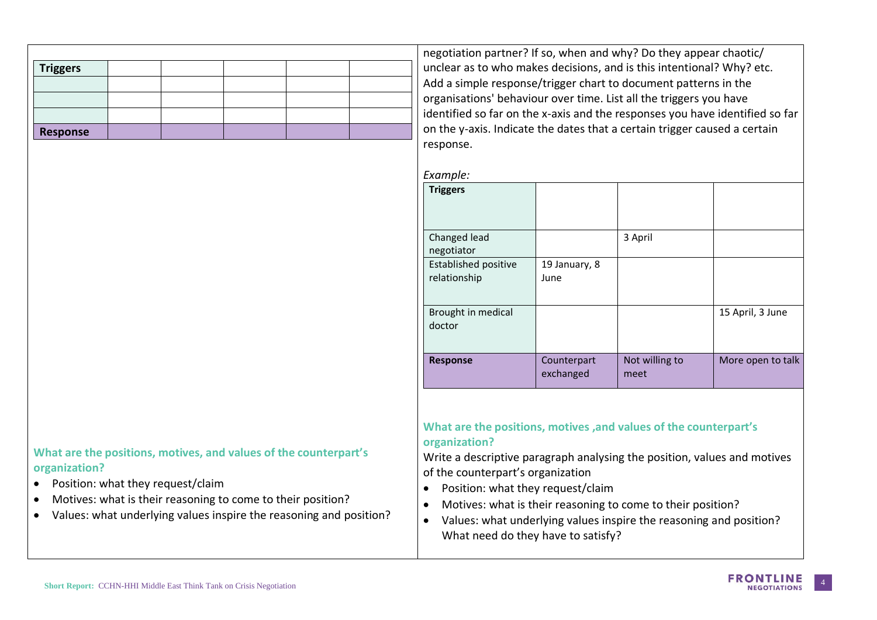| Triggers | | | | | |
|---|---|---|---|---|---|
| | | | | | |
| | | | | | |
| | | | | | |
| **Response** | | | | | |

### What are the positions, motives, and values of the counterpart's organization?

- Position: what they request/claim
- Motives: what is their reasoning to come to their position?
- Values: what underlying values inspire the reasoning and position?

negotiation partner? If so, when and why? Do they appear chaotic/ unclear as to who makes decisions, and is this intentional? Why? etc. Add a simple response/trigger chart to document patterns in the organisations' behaviour over time. List all the triggers you have identified so far on the x-axis and the responses you have identified so far on the y-axis. Indicate the dates that a certain trigger caused a certain response.

*Example:*

| **Triggers** | | | |
|---|---|---|---|
| Changed lead negotiator | | 3 April | |
| Established positive relationship | 19 January, 8 June | | |
| Brought in medical doctor | | | 15 April, 3 June |
| **Response** | Counterpart exchanged | Not willing to meet | More open to talk |

### What are the positions, motives ,and values of the counterpart's organization?

Write a descriptive paragraph analysing the position, values and motives of the counterpart's organization

- Position: what they request/claim
- Motives: what is their reasoning to come to their position?
- Values: what underlying values inspire the reasoning and position? What need do they have to satisfy?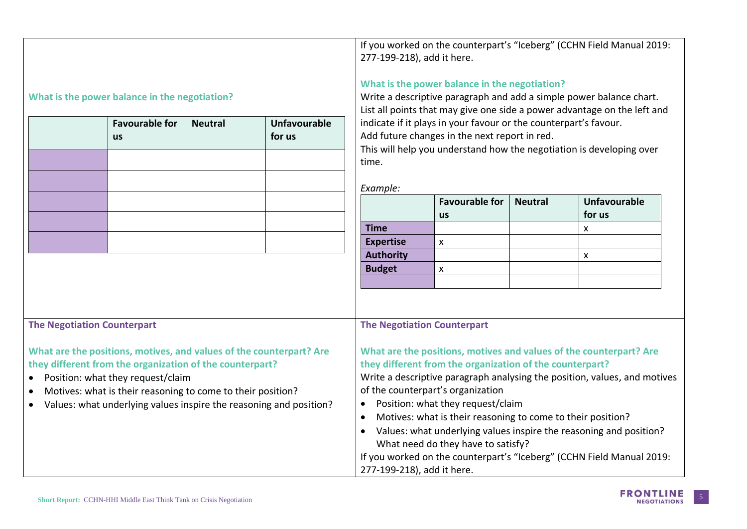If you worked on the counterpart's "Iceberg" (CCHN Field Manual 2019: 277-199-218), add it here.

**What is the power balance in the negotiation?**

| | Favourable for us | Neutral | Unfavourable for us |
|---|---|---|---|
| | | | |
| | | | |
| | | | |
| | | | |
| | | | |

**What is the power balance in the negotiation?**

Write a descriptive paragraph and add a simple power balance chart. List all points that may give one side a power advantage on the left and indicate if it plays in your favour or the counterpart's favour. Add future changes in the next report in red. This will help you understand how the negotiation is developing over time.

*Example:*

| | Favourable for us | Neutral | Unfavourable for us |
|---|---|---|---|
| **Time** | | | x |
| **Expertise** | x | | |
| **Authority** | | | x |
| **Budget** | x | | |
| | | | |

**The Negotiation Counterpart**

**What are the positions, motives, and values of the counterpart? Are they different from the organization of the counterpart?**

- Position: what they request/claim
- Motives: what is their reasoning to come to their position?
- Values: what underlying values inspire the reasoning and position?

**The Negotiation Counterpart**

**What are the positions, motives and values of the counterpart? Are they different from the organization of the counterpart?**

Write a descriptive paragraph analysing the position, values, and motives of the counterpart's organization

- Position: what they request/claim
- Motives: what is their reasoning to come to their position?
- Values: what underlying values inspire the reasoning and position? What need do they have to satisfy?

If you worked on the counterpart's "Iceberg" (CCHN Field Manual 2019: 277-199-218), add it here.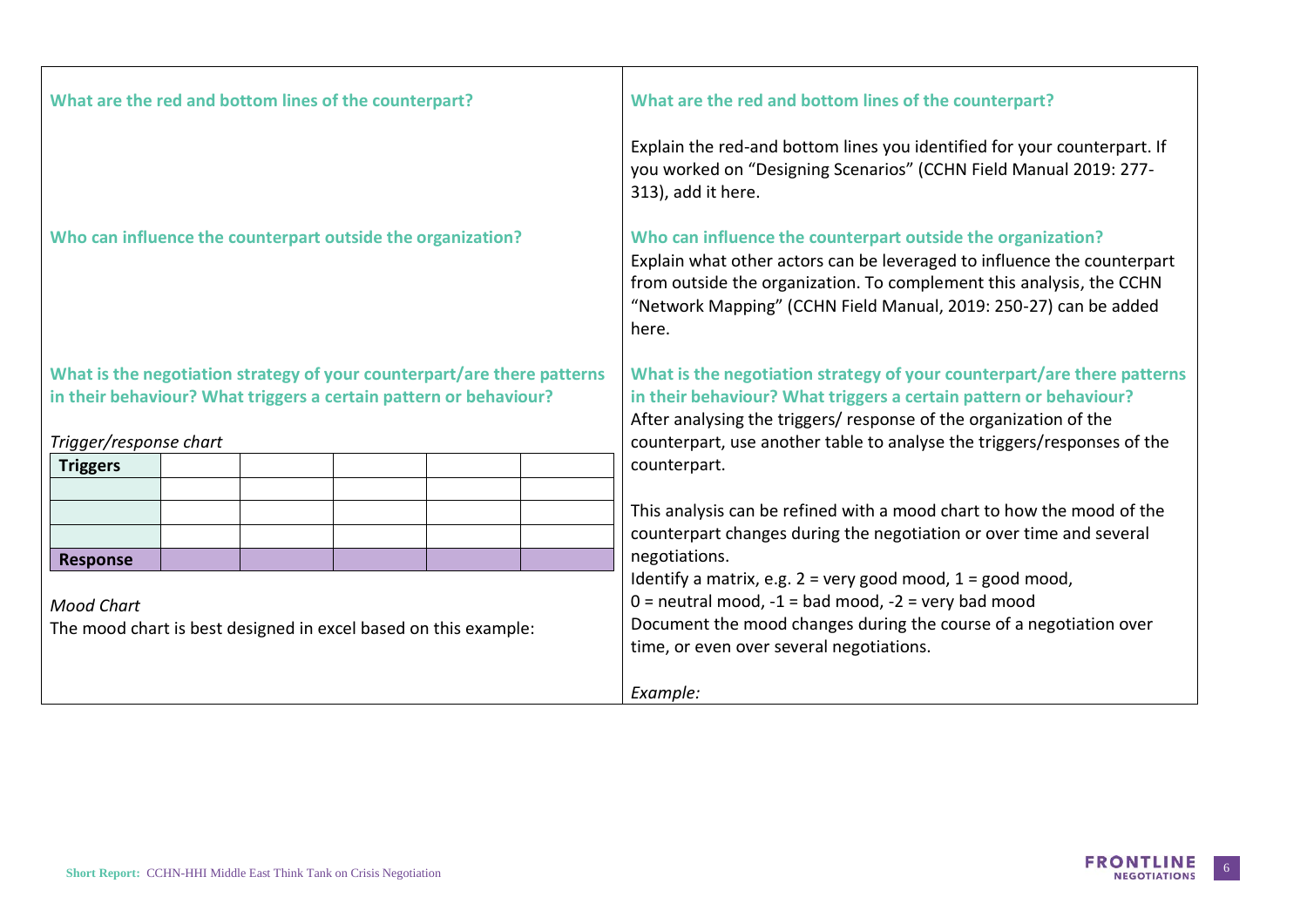| **What are the red and bottom lines of the counterpart?** | **What are the red and bottom lines of the counterpart?**<br><br>Explain the red-and bottom lines you identified for your counterpart. If you worked on "Designing Scenarios" (CCHN Field Manual 2019: 277-313), add it here. |
| --- | --- |
| **Who can influence the counterpart outside the organization?** | **Who can influence the counterpart outside the organization?**<br>Explain what other actors can be leveraged to influence the counterpart from outside the organization. To complement this analysis, the CCHN "Network Mapping" (CCHN Field Manual, 2019: 250-27) can be added here. |
| **What is the negotiation strategy of your counterpart/are there patterns in their behaviour? What triggers a certain pattern or behaviour?**<br><br>*Trigger/response chart*<br><br>(see table below)<br><br>*Mood Chart*<br>The mood chart is best designed in excel based on this example: | **What is the negotiation strategy of your counterpart/are there patterns in their behaviour? What triggers a certain pattern or behaviour?**<br>After analysing the triggers/ response of the organization of the counterpart, use another table to analyse the triggers/responses of the counterpart.<br><br>This analysis can be refined with a mood chart to how the mood of the counterpart changes during the negotiation or over time and several negotiations.<br>Identify a matrix, e.g. 2 = very good mood, 1 = good mood,<br>0 = neutral mood, -1 = bad mood, -2 = very bad mood<br>Document the mood changes during the course of a negotiation over time, or even over several negotiations.<br><br>*Example:* |

*Trigger/response chart*

| **Triggers** | | | | | |
| --- | --- | --- | --- | --- | --- |
| | | | | | |
| | | | | | |
| | | | | | |
| **Response** | | | | | |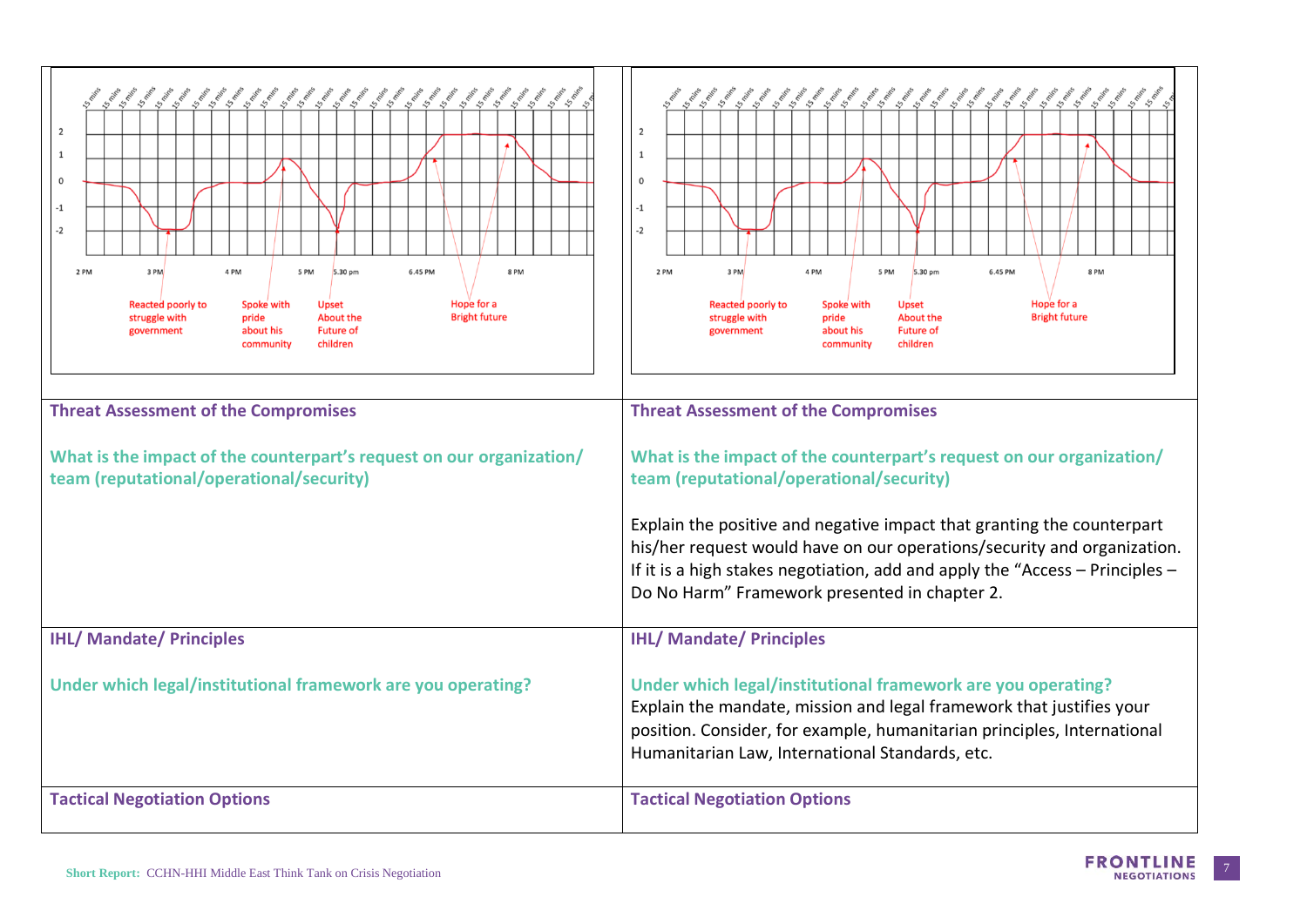| | |
|---|---|
| 2 PM · 3 PM · 4 PM · 5 PM · 5.30 pm · 6.45 PM · 8 PM<br>Reacted poorly to struggle with government · Spoke with pride about his community · Upset About the Future of children · Hope for a Bright future | 2 PM · 3 PM · 4 PM · 5 PM · 5.30 pm · 6.45 PM · 8 PM<br>Reacted poorly to struggle with government · Spoke with pride about his community · Upset About the Future of children · Hope for a Bright future |
| **Threat Assessment of the Compromises**<br><br>**What is the impact of the counterpart's request on our organization/ team (reputational/operational/security)** | **Threat Assessment of the Compromises**<br><br>**What is the impact of the counterpart's request on our organization/ team (reputational/operational/security)**<br><br>Explain the positive and negative impact that granting the counterpart his/her request would have on our operations/security and organization. If it is a high stakes negotiation, add and apply the "Access – Principles – Do No Harm" Framework presented in chapter 2. |
| **IHL/ Mandate/ Principles**<br><br>**Under which legal/institutional framework are you operating?** | **IHL/ Mandate/ Principles**<br><br>**Under which legal/institutional framework are you operating?**<br>Explain the mandate, mission and legal framework that justifies your position. Consider, for example, humanitarian principles, International Humanitarian Law, International Standards, etc. |
| **Tactical Negotiation Options** | **Tactical Negotiation Options** |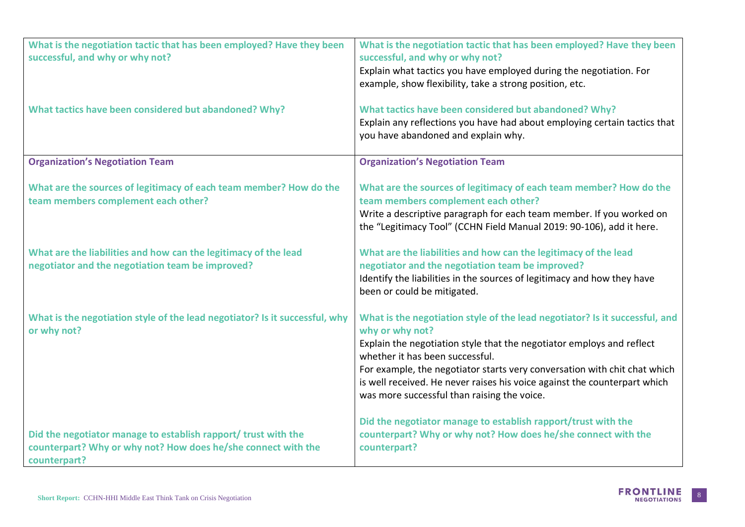| What is the negotiation tactic that has been employed? Have they been successful, and why or why not?<br><br>What tactics have been considered but abandoned? Why? | **What is the negotiation tactic that has been employed? Have they been successful, and why or why not?**<br>Explain what tactics you have employed during the negotiation. For example, show flexibility, take a strong position, etc.<br><br>**What tactics have been considered but abandoned? Why?**<br>Explain any reflections you have had about employing certain tactics that you have abandoned and explain why. |
|---|---|
| **Organization's Negotiation Team**<br><br>**What are the sources of legitimacy of each team member? How do the team members complement each other?**<br><br>**What are the liabilities and how can the legitimacy of the lead negotiator and the negotiation team be improved?**<br><br>**What is the negotiation style of the lead negotiator? Is it successful, why or why not?**<br><br>**Did the negotiator manage to establish rapport/ trust with the counterpart? Why or why not? How does he/she connect with the counterpart?** | **Organization's Negotiation Team**<br><br>**What are the sources of legitimacy of each team member? How do the team members complement each other?**<br>Write a descriptive paragraph for each team member. If you worked on the "Legitimacy Tool" (CCHN Field Manual 2019: 90-106), add it here.<br><br>**What are the liabilities and how can the legitimacy of the lead negotiator and the negotiation team be improved?**<br>Identify the liabilities in the sources of legitimacy and how they have been or could be mitigated.<br><br>**What is the negotiation style of the lead negotiator? Is it successful, and why or why not?**<br>Explain the negotiation style that the negotiator employs and reflect whether it has been successful.<br>For example, the negotiator starts very conversation with chit chat which is well received. He never raises his voice against the counterpart which was more successful than raising the voice.<br><br>**Did the negotiator manage to establish rapport/trust with the counterpart? Why or why not? How does he/she connect with the counterpart?** |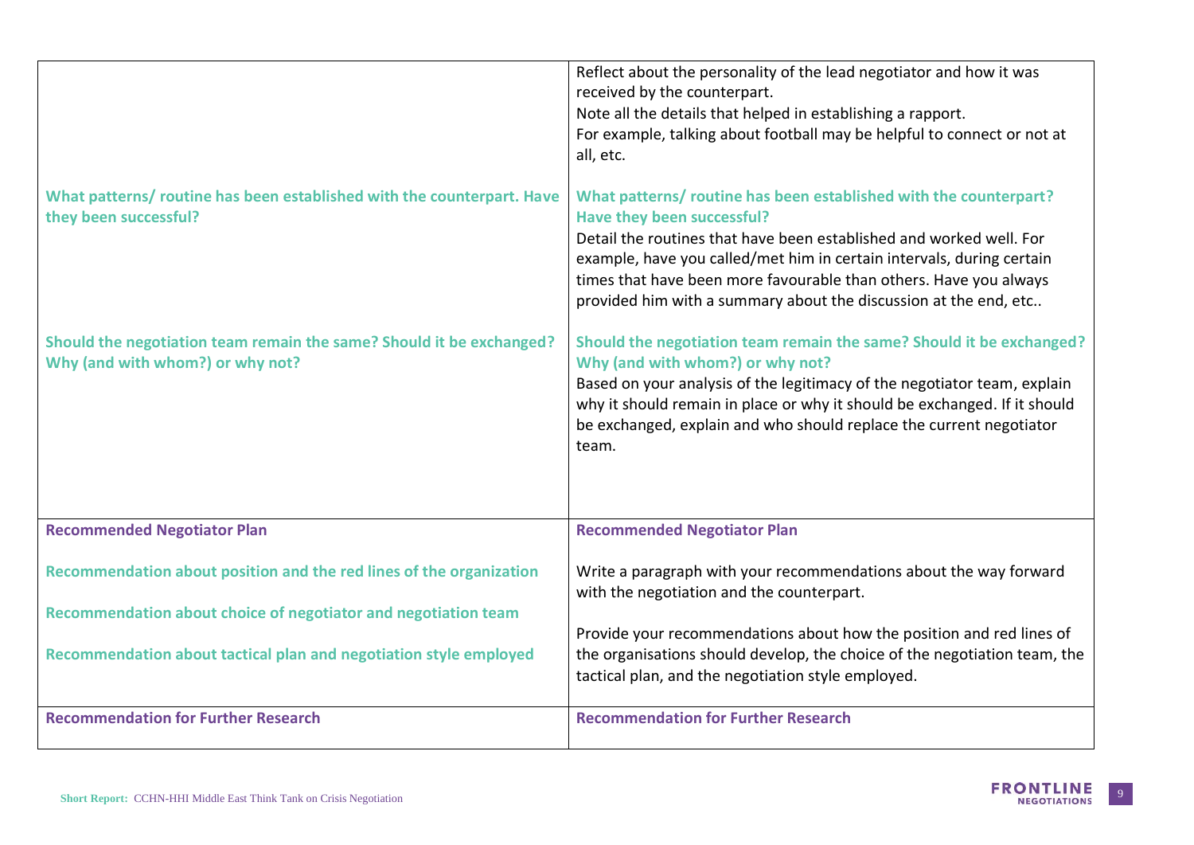| | |
|---|---|
| | Reflect about the personality of the lead negotiator and how it was received by the counterpart.<br>Note all the details that helped in establishing a rapport.<br>For example, talking about football may be helpful to connect or not at all, etc. |
| **What patterns/ routine has been established with the counterpart. Have they been successful?** | **What patterns/ routine has been established with the counterpart? Have they been successful?**<br>Detail the routines that have been established and worked well. For example, have you called/met him in certain intervals, during certain times that have been more favourable than others. Have you always provided him with a summary about the discussion at the end, etc.. |
| **Should the negotiation team remain the same? Should it be exchanged? Why (and with whom?) or why not?** | **Should the negotiation team remain the same? Should it be exchanged? Why (and with whom?) or why not?**<br>Based on your analysis of the legitimacy of the negotiator team, explain why it should remain in place or why it should be exchanged. If it should be exchanged, explain and who should replace the current negotiator team. |
| **Recommended Negotiator Plan**<br><br>**Recommendation about position and the red lines of the organization**<br><br>**Recommendation about choice of negotiator and negotiation team**<br><br>**Recommendation about tactical plan and negotiation style employed** | **Recommended Negotiator Plan**<br><br>Write a paragraph with your recommendations about the way forward with the negotiation and the counterpart.<br><br>Provide your recommendations about how the position and red lines of the organisations should develop, the choice of the negotiation team, the tactical plan, and the negotiation style employed. |
| **Recommendation for Further Research** | **Recommendation for Further Research** |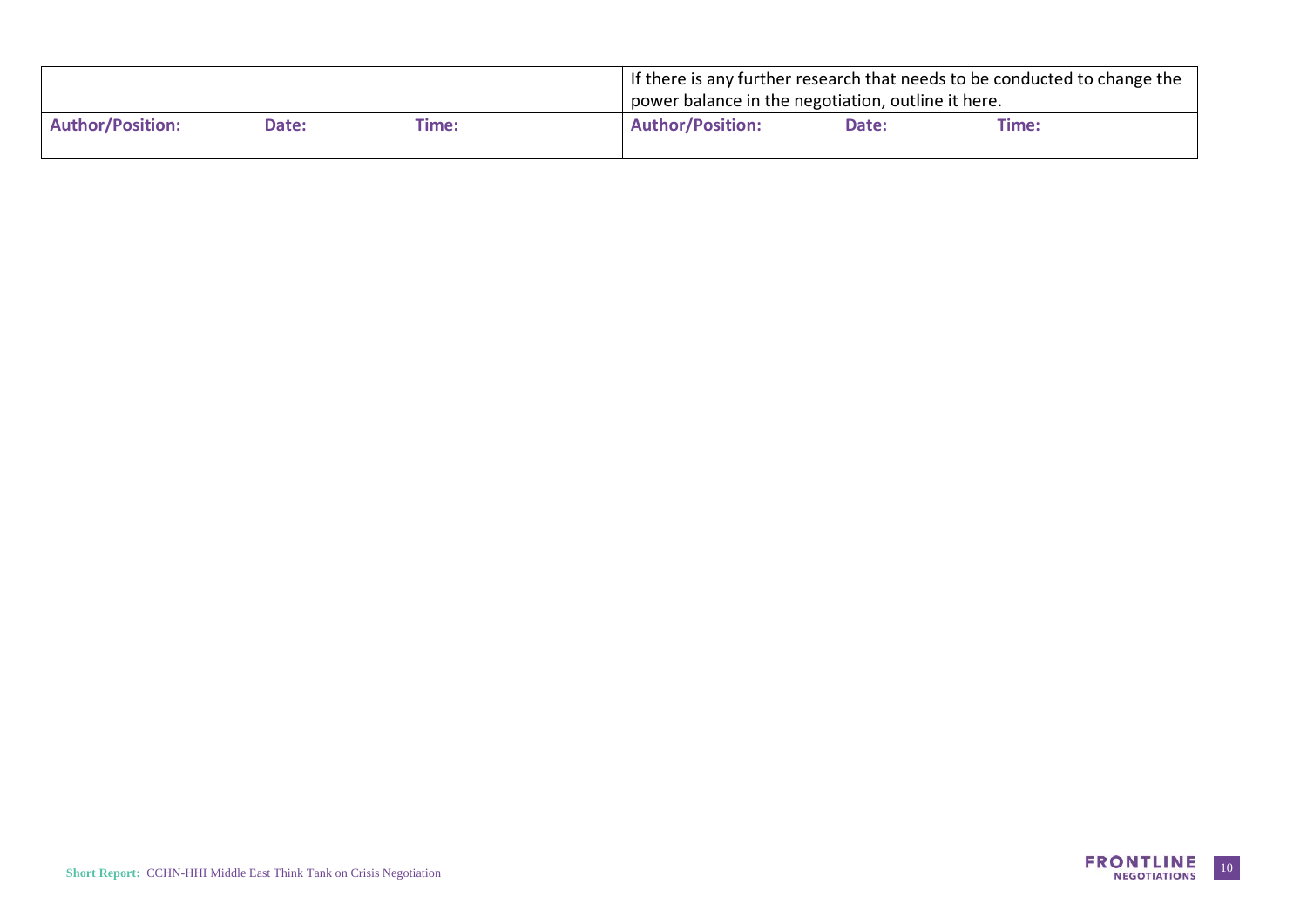| | | | If there is any further research that needs to be conducted to change the power balance in the negotiation, outline it here. | | |
|---|---|---|---|---|---|
| **Author/Position:** | **Date:** | **Time:** | **Author/Position:** | **Date:** | **Time:** |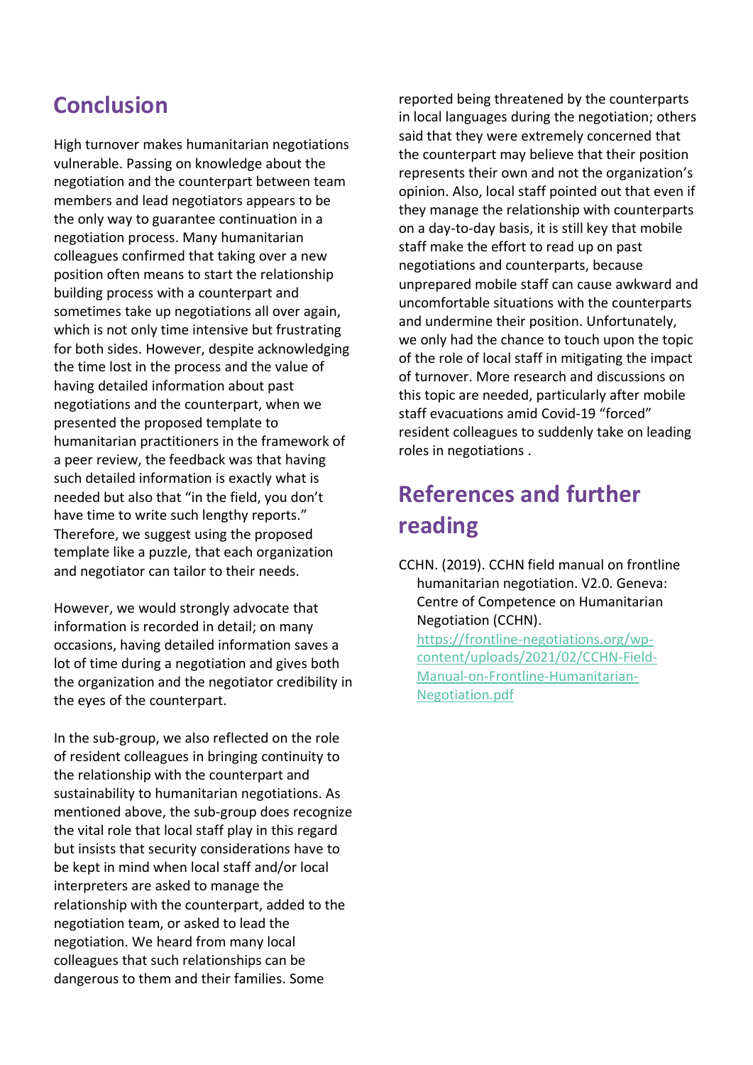## Conclusion

High turnover makes humanitarian negotiations vulnerable. Passing on knowledge about the negotiation and the counterpart between team members and lead negotiators appears to be the only way to guarantee continuation in a negotiation process. Many humanitarian colleagues confirmed that taking over a new position often means to start the relationship building process with a counterpart and sometimes take up negotiations all over again, which is not only time intensive but frustrating for both sides. However, despite acknowledging the time lost in the process and the value of having detailed information about past negotiations and the counterpart, when we presented the proposed template to humanitarian practitioners in the framework of a peer review, the feedback was that having such detailed information is exactly what is needed but also that "in the field, you don't have time to write such lengthy reports." Therefore, we suggest using the proposed template like a puzzle, that each organization and negotiator can tailor to their needs.

However, we would strongly advocate that information is recorded in detail; on many occasions, having detailed information saves a lot of time during a negotiation and gives both the organization and the negotiator credibility in the eyes of the counterpart.

In the sub-group, we also reflected on the role of resident colleagues in bringing continuity to the relationship with the counterpart and sustainability to humanitarian negotiations. As mentioned above, the sub-group does recognize the vital role that local staff play in this regard but insists that security considerations have to be kept in mind when local staff and/or local interpreters are asked to manage the relationship with the counterpart, added to the negotiation team, or asked to lead the negotiation. We heard from many local colleagues that such relationships can be dangerous to them and their families. Some reported being threatened by the counterparts in local languages during the negotiation; others said that they were extremely concerned that the counterpart may believe that their position represents their own and not the organization's opinion. Also, local staff pointed out that even if they manage the relationship with counterparts on a day-to-day basis, it is still key that mobile staff make the effort to read up on past negotiations and counterparts, because unprepared mobile staff can cause awkward and uncomfortable situations with the counterparts and undermine their position. Unfortunately, we only had the chance to touch upon the topic of the role of local staff in mitigating the impact of turnover. More research and discussions on this topic are needed, particularly after mobile staff evacuations amid Covid-19 "forced" resident colleagues to suddenly take on leading roles in negotiations .

## References and further reading

CCHN. (2019). CCHN field manual on frontline humanitarian negotiation. V2.0. Geneva: Centre of Competence on Humanitarian Negotiation (CCHN). https://frontline-negotiations.org/wp-content/uploads/2021/02/CCHN-Field-Manual-on-Frontline-Humanitarian-Negotiation.pdf